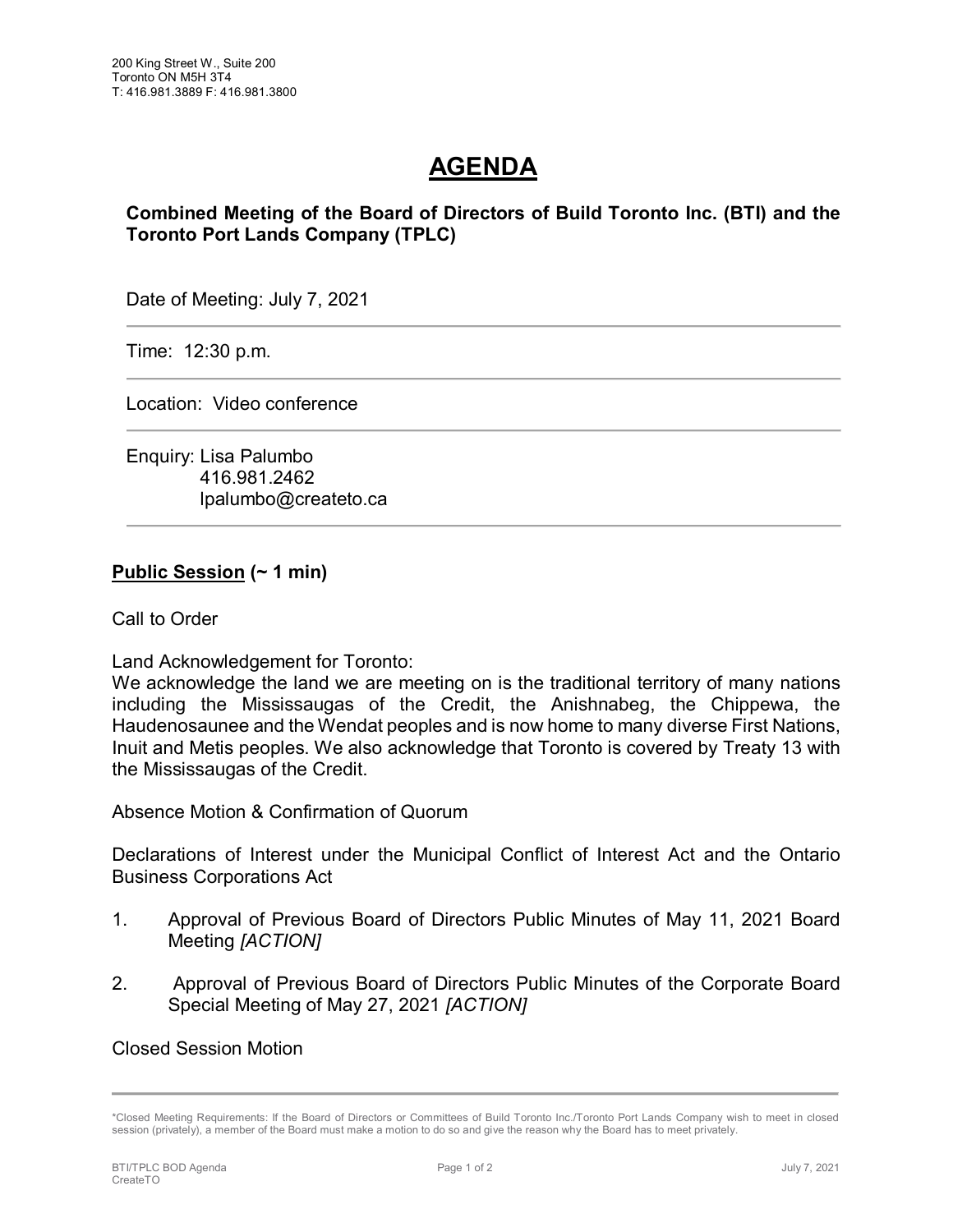200 King Street W., Suite 200
Toronto ON M5H 3T4
T: 416.981.3889 F: 416.981.3800

# AGENDA

**Combined Meeting of the Board of Directors of Build Toronto Inc. (BTI) and the Toronto Port Lands Company (TPLC)**

Date of Meeting: July 7, 2021

Time: 12:30 p.m.

Location: Video conference

Enquiry: Lisa Palumbo
416.981.2462
lpalumbo@createto.ca

## Public Session (~ 1 min)

Call to Order

Land Acknowledgement for Toronto:
We acknowledge the land we are meeting on is the traditional territory of many nations including the Mississaugas of the Credit, the Anishnabeg, the Chippewa, the Haudenosaunee and the Wendat peoples and is now home to many diverse First Nations, Inuit and Metis peoples. We also acknowledge that Toronto is covered by Treaty 13 with the Mississaugas of the Credit.

Absence Motion & Confirmation of Quorum

Declarations of Interest under the Municipal Conflict of Interest Act and the Ontario Business Corporations Act

1. Approval of Previous Board of Directors Public Minutes of May 11, 2021 Board Meeting *[ACTION]*

2. Approval of Previous Board of Directors Public Minutes of the Corporate Board Special Meeting of May 27, 2021 *[ACTION]*

Closed Session Motion

---

*Closed Meeting Requirements: If the Board of Directors or Committees of Build Toronto Inc./Toronto Port Lands Company wish to meet in closed session (privately), a member of the Board must make a motion to do so and give the reason why the Board has to meet privately.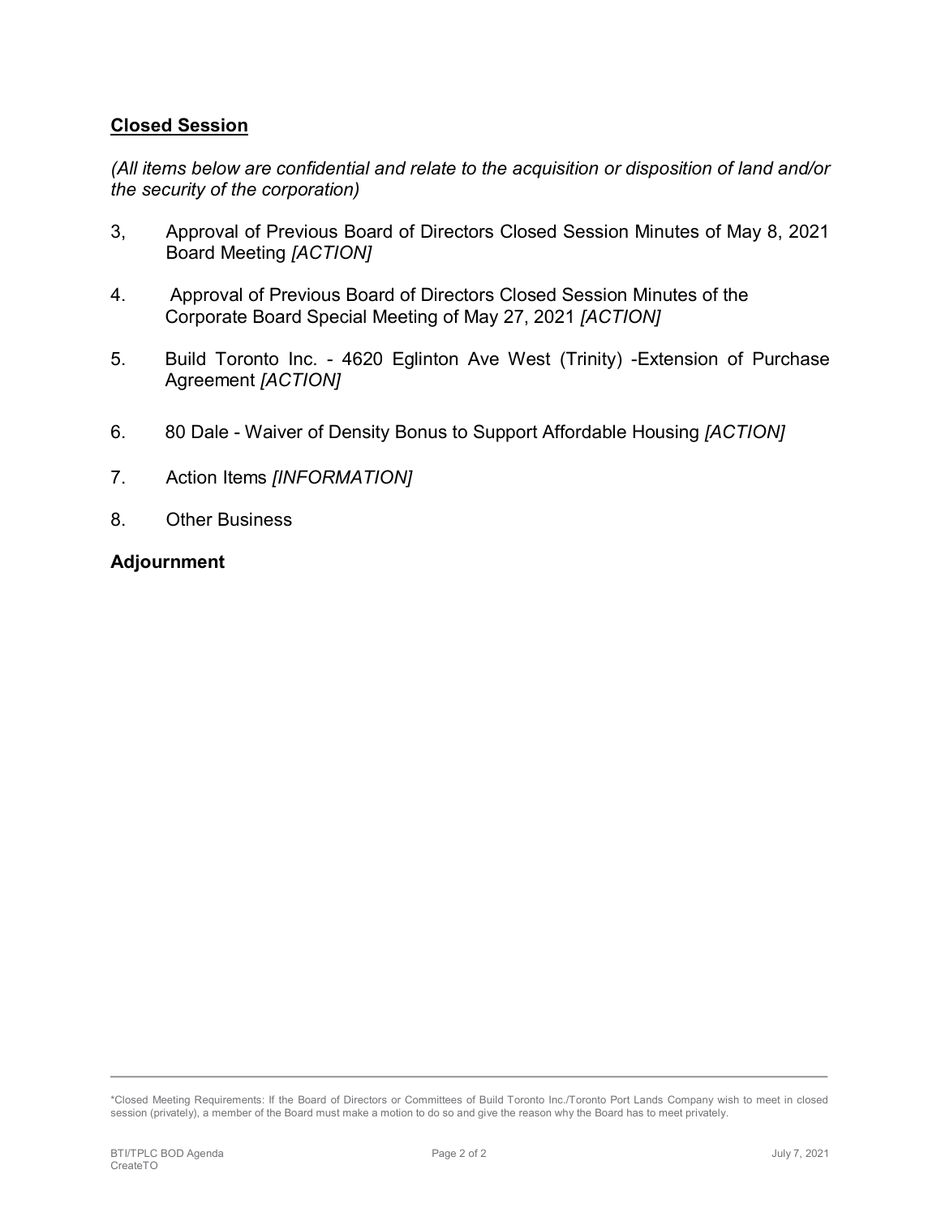## Closed Session

*(All items below are confidential and relate to the acquisition or disposition of land and/or the security of the corporation)*

3, Approval of Previous Board of Directors Closed Session Minutes of May 8, 2021 Board Meeting *[ACTION]*

4. Approval of Previous Board of Directors Closed Session Minutes of the Corporate Board Special Meeting of May 27, 2021 *[ACTION]*

5. Build Toronto Inc. - 4620 Eglinton Ave West (Trinity) -Extension of Purchase Agreement *[ACTION]*

6. 80 Dale - Waiver of Density Bonus to Support Affordable Housing *[ACTION]*

7. Action Items *[INFORMATION]*

8. Other Business

## Adjournment

---

*Closed Meeting Requirements: If the Board of Directors or Committees of Build Toronto Inc./Toronto Port Lands Company wish to meet in closed session (privately), a member of the Board must make a motion to do so and give the reason why the Board has to meet privately.